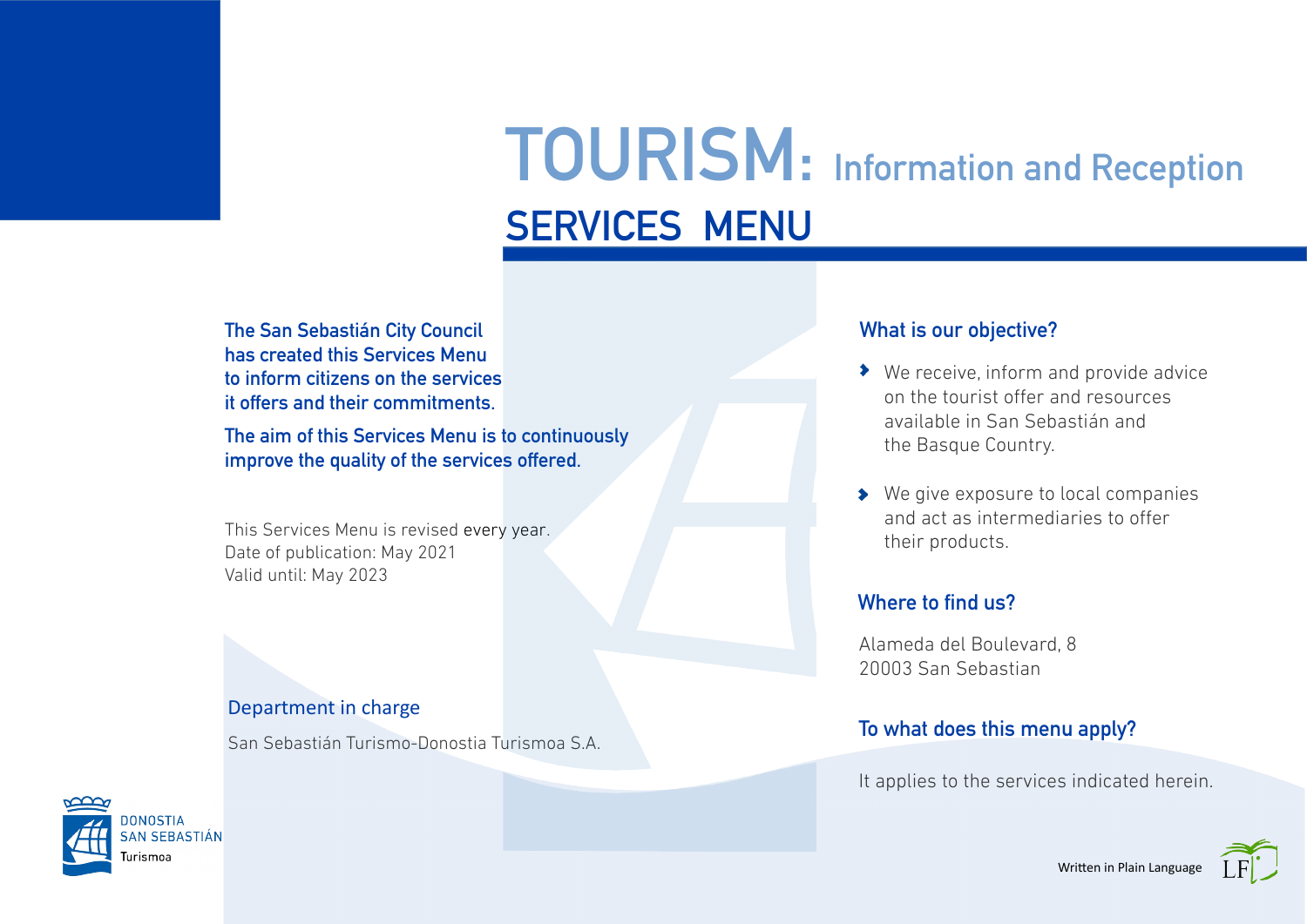# TOURISM: Information and Reception

## SERVICES MENU

**The San Sebastián City Council has created this Services Menu to inform citizens on the services it offers and their commitments.**

**The aim of this Services Menu is to continuously improve the quality of the services offered.**

This Services Menu is revised every year.
Date of publication: May 2021
Valid until: May 2023

### Department in charge

San Sebastián Turismo-Donostia Turismoa S.A.

### What is our objective?

- We receive, inform and provide advice on the tourist offer and resources available in San Sebastián and the Basque Country.
- We give exposure to local companies and act as intermediaries to offer their products.

### Where to find us?

Alameda del Boulevard, 8
20003 San Sebastian

### To what does this menu apply?

It applies to the services indicated herein.

DONOSTIA SAN SEBASTIÁN Turismoa

Written in Plain Language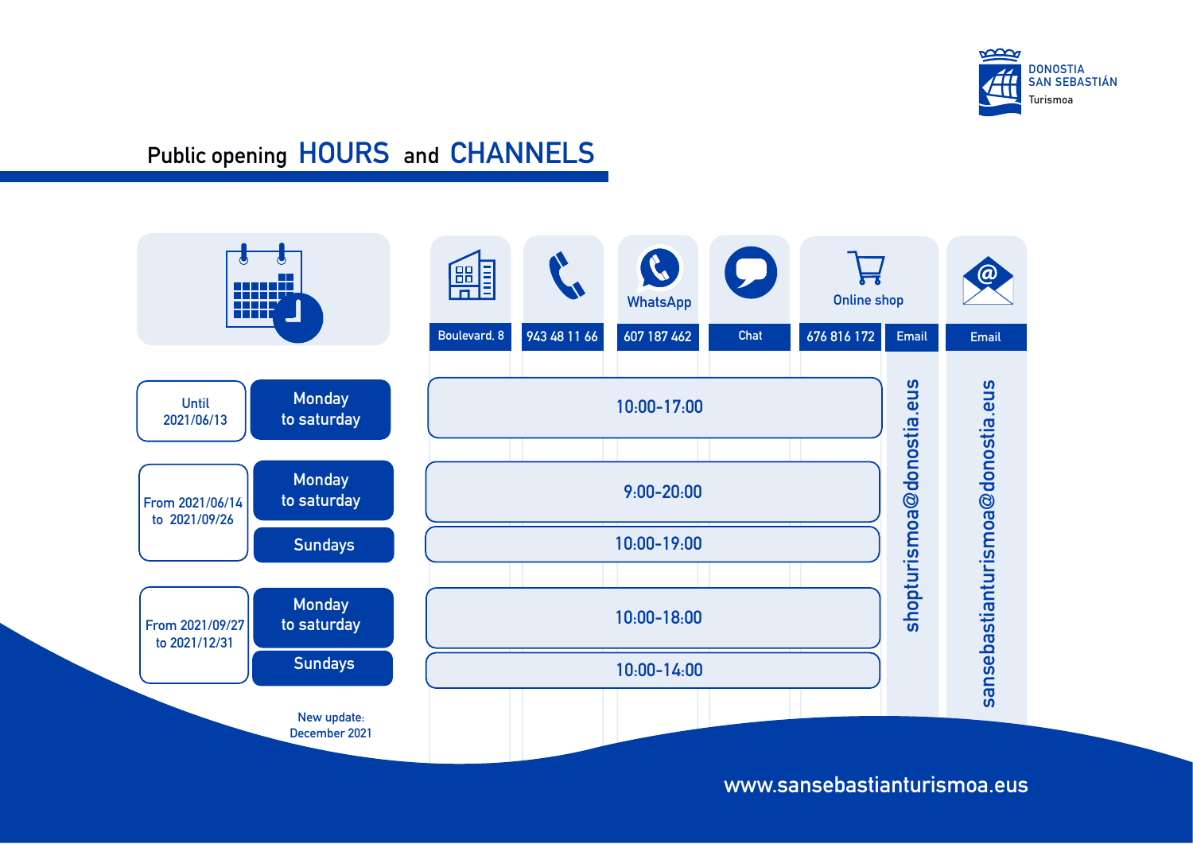DONOSTIA SAN SEBASTIÁN Turismoa

# Public opening HOURS and CHANNELS

| Period | Days | Boulevard, 8 | 943 48 11 66 | WhatsApp 607 187 462 | Chat | Online shop 676 816 172 | Online shop Email | Email |
|---|---|---|---|---|---|---|---|---|
| Until 2021/06/13 | Monday to saturday | 10:00-17:00 | | | | | shopturismoa@donostia.eus | sansebastianturismoa@donostia.eus |
| From 2021/06/14 to 2021/09/26 | Monday to saturday | 9:00-20:00 | | | | | | |
| | Sundays | 10:00-19:00 | | | | | | |
| From 2021/09/27 to 2021/12/31 | Monday to saturday | 10:00-18:00 | | | | | | |
| | Sundays | 10:00-14:00 | | | | | | |

New update: December 2021

www.sansebastianturismoa.eus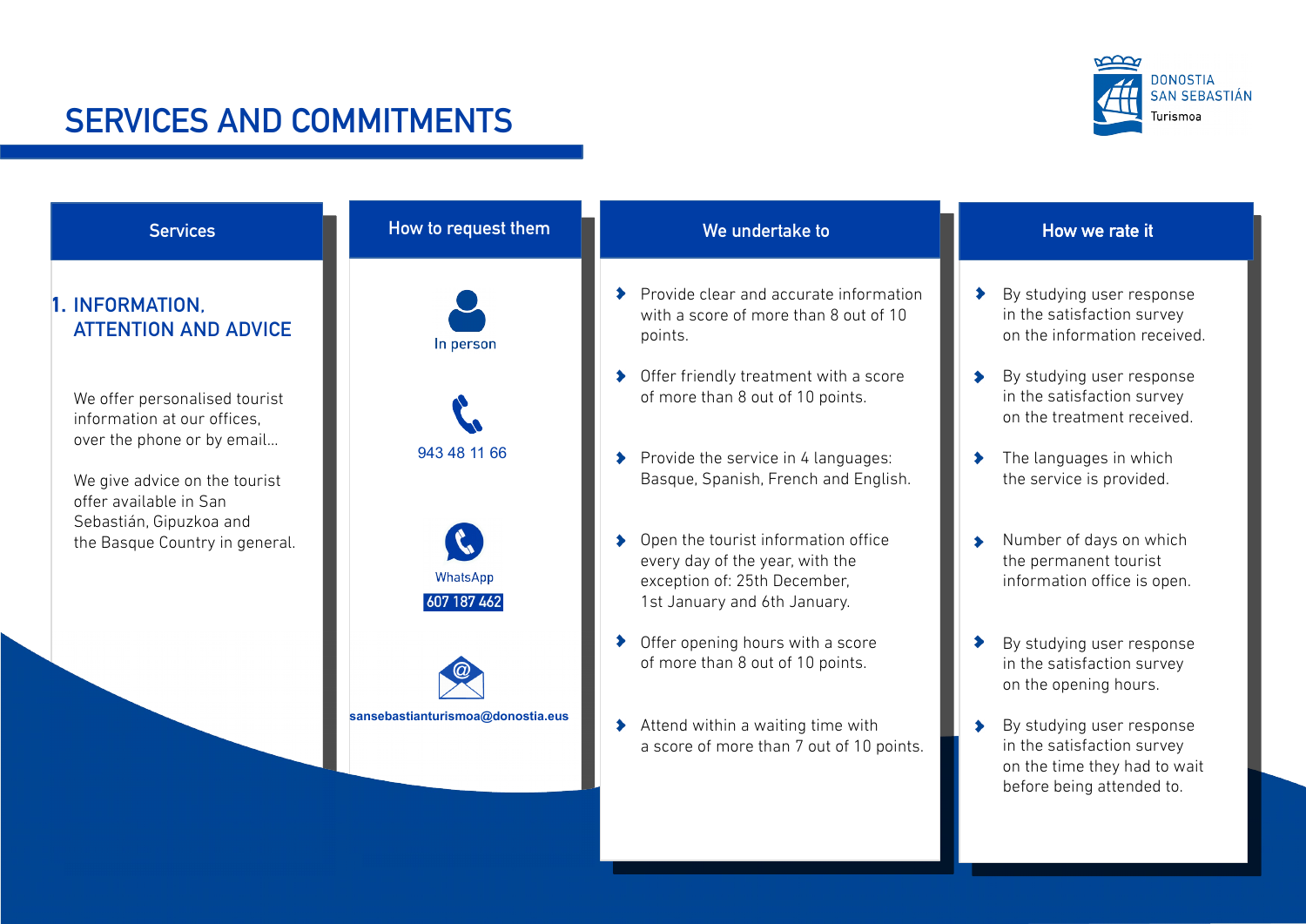# SERVICES AND COMMITMENTS

| Services | How to request them | We undertake to | How we rate it |
|---|---|---|---|
| **1. INFORMATION, ATTENTION AND ADVICE**<br><br>We offer personalised tourist information at our offices, over the phone or by email...<br><br>We give advice on the tourist offer available in San Sebastián, Gipuzkoa and the Basque Country in general. | In person<br><br>943 48 11 66<br><br>WhatsApp 607 187 462<br><br>sansebastianturismoa@donostia.eus | Provide clear and accurate information with a score of more than 8 out of 10 points. | By studying user response in the satisfaction survey on the information received. |
| | | Offer friendly treatment with a score of more than 8 out of 10 points. | By studying user response in the satisfaction survey on the treatment received. |
| | | Provide the service in 4 languages: Basque, Spanish, French and English. | The languages in which the service is provided. |
| | | Open the tourist information office every day of the year, with the exception of: 25th December, 1st January and 6th January. | Number of days on which the permanent tourist information office is open. |
| | | Offer opening hours with a score of more than 8 out of 10 points. | By studying user response in the satisfaction survey on the opening hours. |
| | | Attend within a waiting time with a score of more than 7 out of 10 points. | By studying user response in the satisfaction survey on the time they had to wait before being attended to. |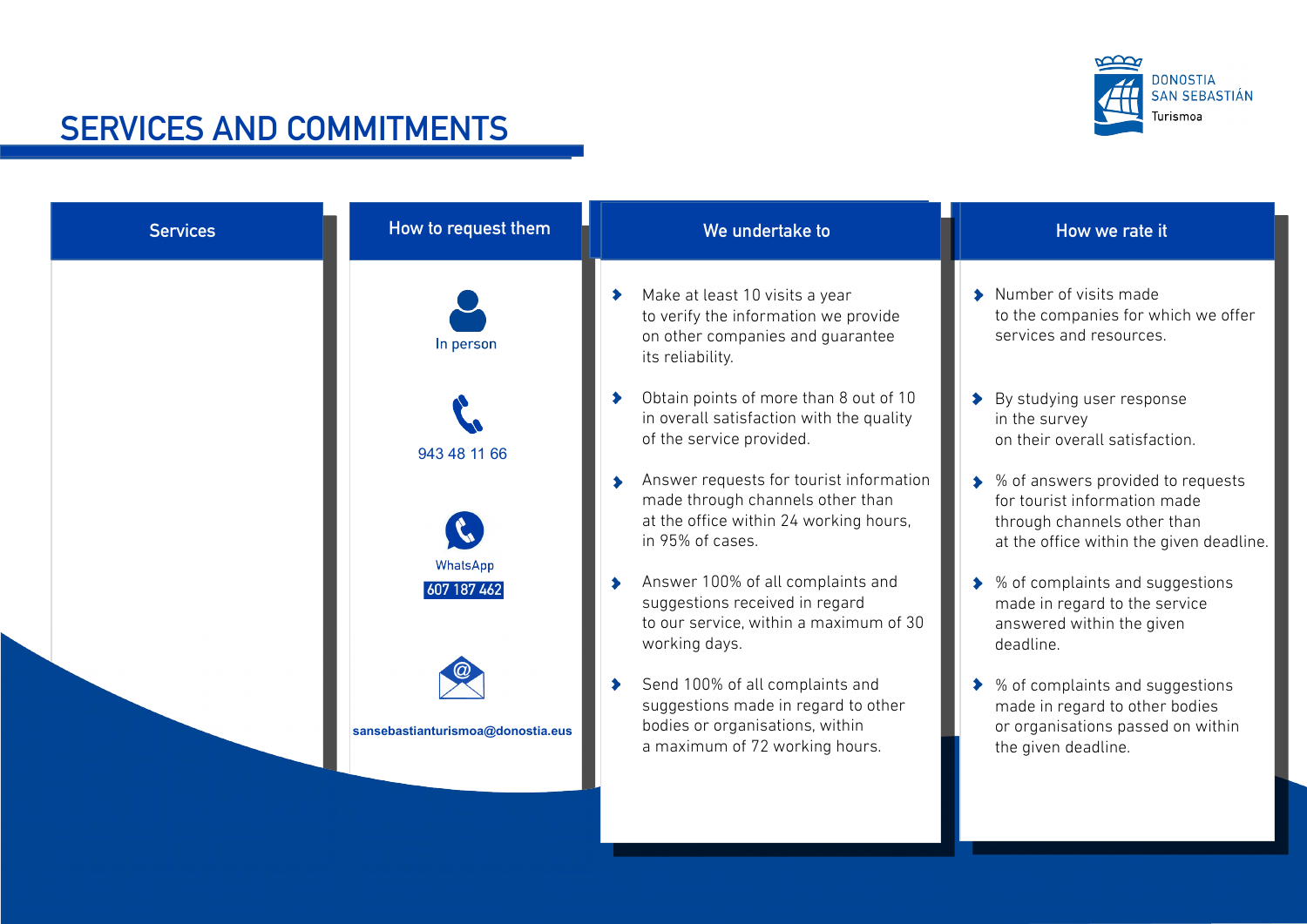# SERVICES AND COMMITMENTS

DONOSTIA SAN SEBASTIÁN Turismoa

| Services | How to request them | We undertake to | How we rate it |
|---|---|---|---|
| | In person | Make at least 10 visits a year to verify the information we provide on other companies and guarantee its reliability. | Number of visits made to the companies for which we offer services and resources. |
| | 943 48 11 66 | Obtain points of more than 8 out of 10 in overall satisfaction with the quality of the service provided. | By studying user response in the survey on their overall satisfaction. |
| | WhatsApp 607 187 462 | Answer requests for tourist information made through channels other than at the office within 24 working hours, in 95% of cases. | % of answers provided to requests for tourist information made through channels other than at the office within the given deadline. |
| | sansebastianturismoa@donostia.eus | Answer 100% of all complaints and suggestions received in regard to our service, within a maximum of 30 working days. | % of complaints and suggestions made in regard to the service answered within the given deadline. |
| | | Send 100% of all complaints and suggestions made in regard to other bodies or organisations, within a maximum of 72 working hours. | % of complaints and suggestions made in regard to other bodies or organisations passed on within the given deadline. |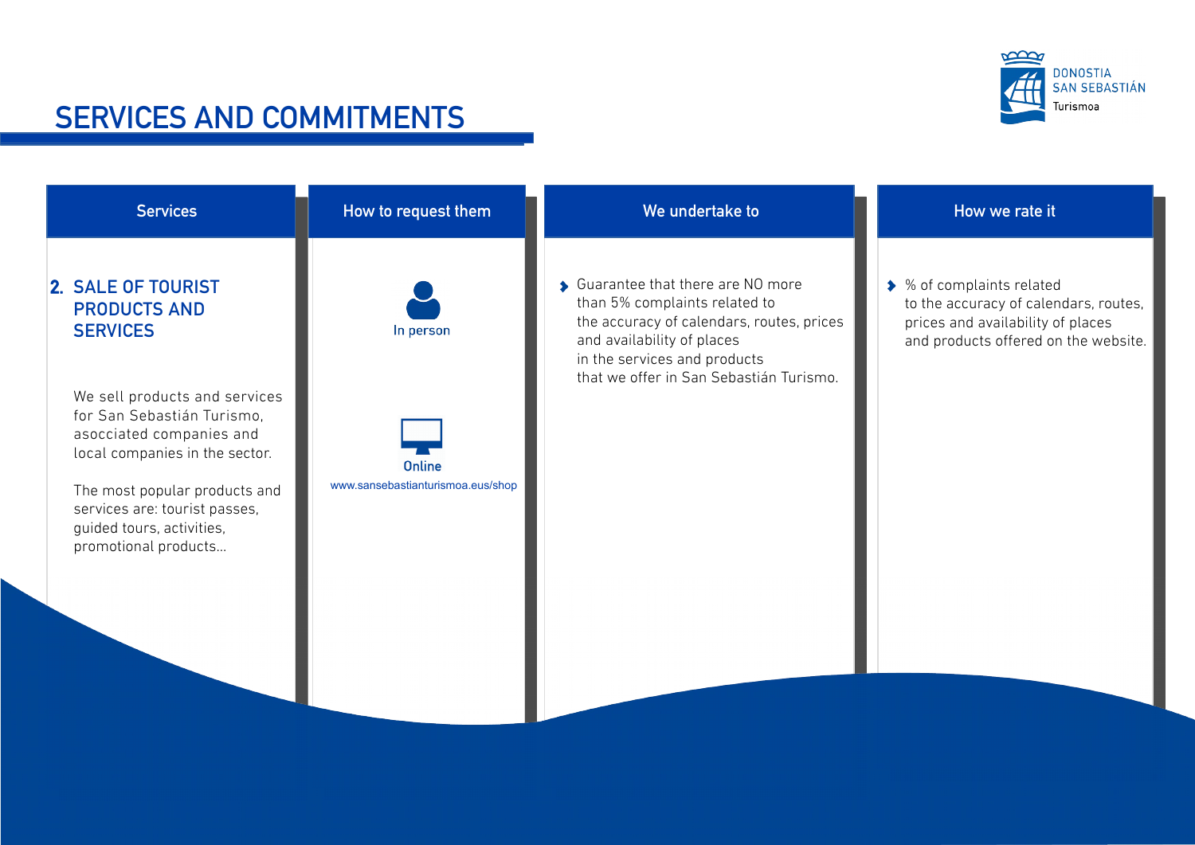# SERVICES AND COMMITMENTS

| Services | How to request them | We undertake to | How we rate it |
|---|---|---|---|
| **2. SALE OF TOURIST PRODUCTS AND SERVICES**<br><br>We sell products and services for San Sebastián Turismo, asocciated companies and local companies in the sector.<br><br>The most popular products and services are: tourist passes, guided tours, activities, promotional products... | In person<br><br>**Online**<br>www.sansebastianturismoa.eus/shop | Guarantee that there are NO more than 5% complaints related to the accuracy of calendars, routes, prices and availability of places in the services and products that we offer in San Sebastián Turismo. | % of complaints related to the accuracy of calendars, routes, prices and availability of places and products offered on the website. |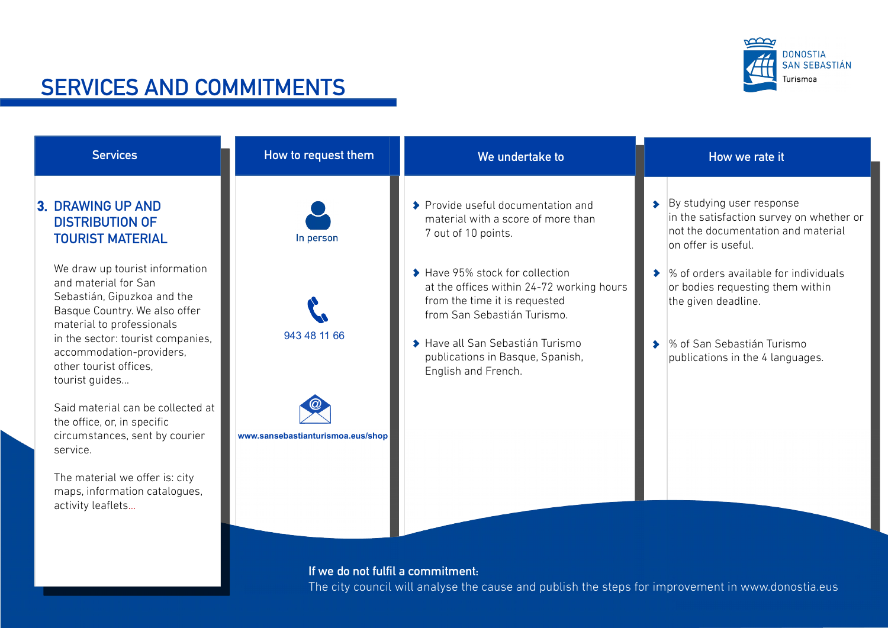# SERVICES AND COMMITMENTS

DONOSTIA SAN SEBASTIÁN Turismoa

| Services | How to request them | We undertake to | How we rate it |
|---|---|---|---|
| **3. DRAWING UP AND DISTRIBUTION OF TOURIST MATERIAL**<br><br>We draw up tourist information and material for San Sebastián, Gipuzkoa and the Basque Country. We also offer material to professionals in the sector: tourist companies, accommodation-providers, other tourist offices, tourist guides...<br><br>Said material can be collected at the office, or, in specific circumstances, sent by courier service.<br><br>The material we offer is: city maps, information catalogues, activity leaflets... | In person<br><br>943 48 11 66<br><br>www.sansebastianturismoa.eus/shop | Provide useful documentation and material with a score of more than 7 out of 10 points.<br><br>Have 95% stock for collection at the offices within 24-72 working hours from the time it is requested from San Sebastián Turismo.<br><br>Have all San Sebastián Turismo publications in Basque, Spanish, English and French. | By studying user response in the satisfaction survey on whether or not the documentation and material on offer is useful.<br><br>% of orders available for individuals or bodies requesting them within the given deadline.<br><br>% of San Sebastián Turismo publications in the 4 languages. |

**If we do not fulfil a commitment:**
The city council will analyse the cause and publish the steps for improvement in www.donostia.eus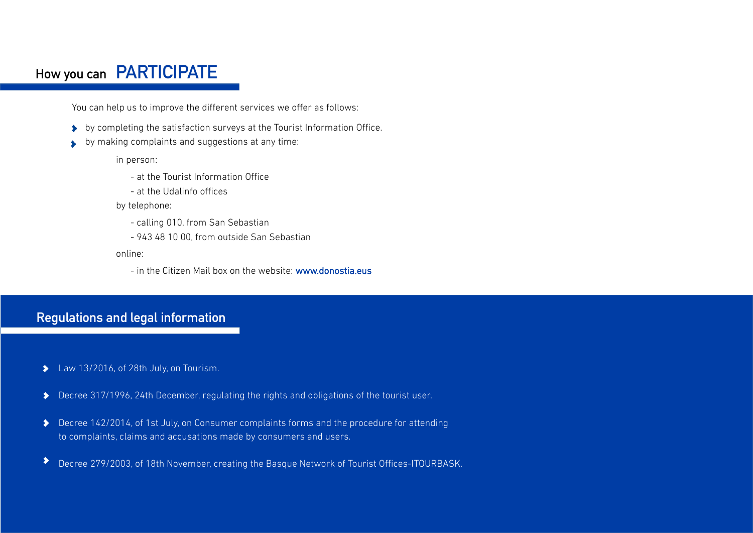## How you can PARTICIPATE

You can help us to improve the different services we offer as follows:

- by completing the satisfaction surveys at the Tourist Information Office.
- by making complaints and suggestions at any time:

  in person:

  - at the Tourist Information Office
  - at the Udalinfo offices

  by telephone:

  - calling 010, from San Sebastian
  - 943 48 10 00, from outside San Sebastian

  online:

  - in the Citizen Mail box on the website: www.donostia.eus

## Regulations and legal information

- Law 13/2016, of 28th July, on Tourism.
- Decree 317/1996, 24th December, regulating the rights and obligations of the tourist user.
- Decree 142/2014, of 1st July, on Consumer complaints forms and the procedure for attending to complaints, claims and accusations made by consumers and users.
- Decree 279/2003, of 18th November, creating the Basque Network of Tourist Offices-ITOURBASK.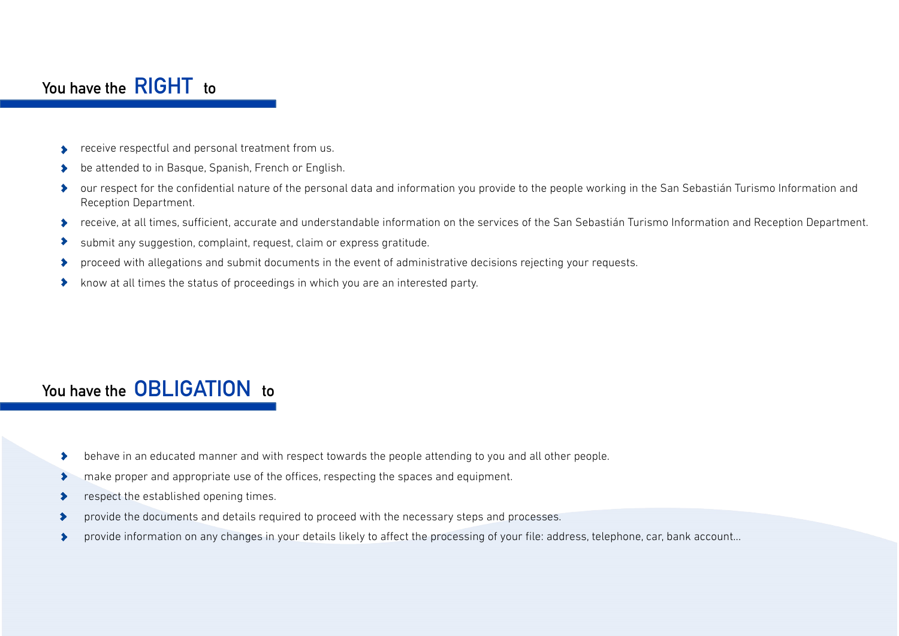## You have the RIGHT to

- receive respectful and personal treatment from us.
- be attended to in Basque, Spanish, French or English.
- our respect for the confidential nature of the personal data and information you provide to the people working in the San Sebastián Turismo Information and Reception Department.
- receive, at all times, sufficient, accurate and understandable information on the services of the San Sebastián Turismo Information and Reception Department.
- submit any suggestion, complaint, request, claim or express gratitude.
- proceed with allegations and submit documents in the event of administrative decisions rejecting your requests.
- know at all times the status of proceedings in which you are an interested party.

## You have the OBLIGATION to

- behave in an educated manner and with respect towards the people attending to you and all other people.
- make proper and appropriate use of the offices, respecting the spaces and equipment.
- respect the established opening times.
- provide the documents and details required to proceed with the necessary steps and processes.
- provide information on any changes in your details likely to affect the processing of your file: address, telephone, car, bank account...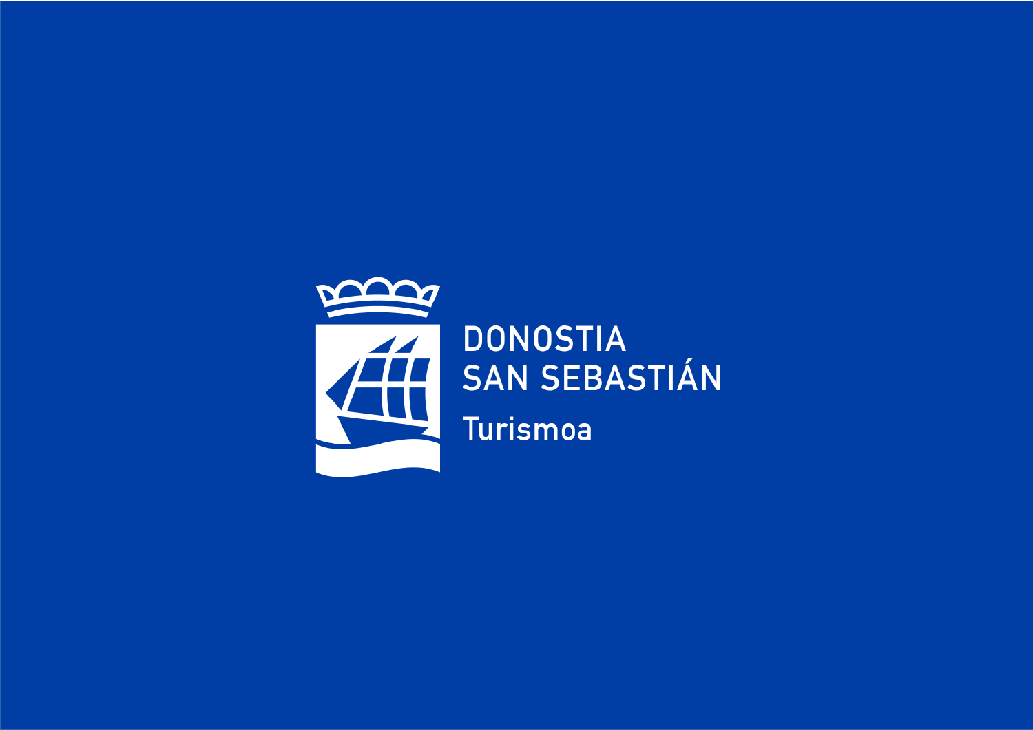DONOSTIA
SAN SEBASTIÁN
Turismoa